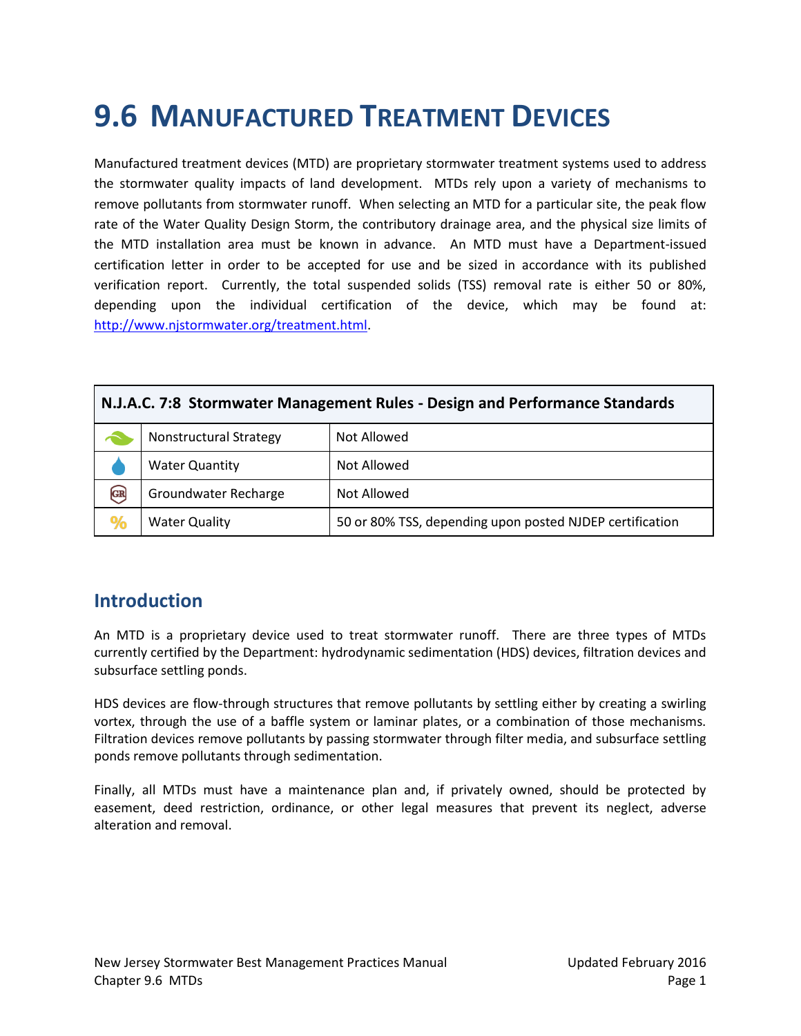# 9.6 MANUFACTURED TREATMENT DEVICES

Manufactured treatment devices (MTD) are proprietary stormwater treatment systems used to address the stormwater quality impacts of land development. MTDs rely upon a variety of mechanisms to remove pollutants from stormwater runoff. When selecting an MTD for a particular site, the peak flow rate of the Water Quality Design Storm, the contributory drainage area, and the physical size limits of the MTD installation area must be known in advance. An MTD must have a Department-issued certification letter in order to be accepted for use and be sized in accordance with its published verification report. Currently, the total suspended solids (TSS) removal rate is either 50 or 80%, depending upon the individual certification of the device, which may be found at: http://www.njstormwater.org/treatment.html.

| **N.J.A.C. 7:8 Stormwater Management Rules - Design and Performance Standards** | | |
|---|---|---|
| | Nonstructural Strategy | Not Allowed |
| | Water Quantity | Not Allowed |
| | Groundwater Recharge | Not Allowed |
| % | Water Quality | 50 or 80% TSS, depending upon posted NJDEP certification |

## Introduction

An MTD is a proprietary device used to treat stormwater runoff. There are three types of MTDs currently certified by the Department: hydrodynamic sedimentation (HDS) devices, filtration devices and subsurface settling ponds.

HDS devices are flow-through structures that remove pollutants by settling either by creating a swirling vortex, through the use of a baffle system or laminar plates, or a combination of those mechanisms. Filtration devices remove pollutants by passing stormwater through filter media, and subsurface settling ponds remove pollutants through sedimentation.

Finally, all MTDs must have a maintenance plan and, if privately owned, should be protected by easement, deed restriction, ordinance, or other legal measures that prevent its neglect, adverse alteration and removal.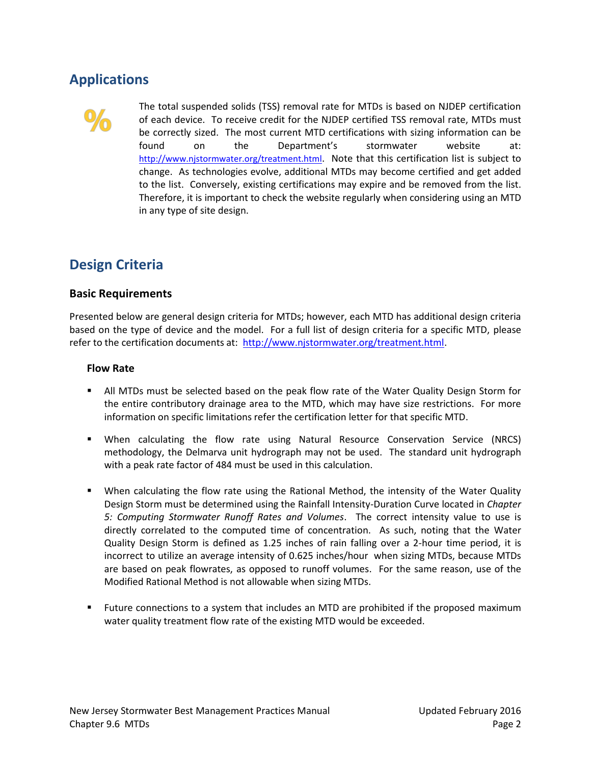## Applications

The total suspended solids (TSS) removal rate for MTDs is based on NJDEP certification of each device. To receive credit for the NJDEP certified TSS removal rate, MTDs must be correctly sized. The most current MTD certifications with sizing information can be found on the Department's stormwater website at: http://www.njstormwater.org/treatment.html. Note that this certification list is subject to change. As technologies evolve, additional MTDs may become certified and get added to the list. Conversely, existing certifications may expire and be removed from the list. Therefore, it is important to check the website regularly when considering using an MTD in any type of site design.

## Design Criteria

### Basic Requirements

Presented below are general design criteria for MTDs; however, each MTD has additional design criteria based on the type of device and the model. For a full list of design criteria for a specific MTD, please refer to the certification documents at: http://www.njstormwater.org/treatment.html.

#### Flow Rate

- All MTDs must be selected based on the peak flow rate of the Water Quality Design Storm for the entire contributory drainage area to the MTD, which may have size restrictions. For more information on specific limitations refer the certification letter for that specific MTD.

- When calculating the flow rate using Natural Resource Conservation Service (NRCS) methodology, the Delmarva unit hydrograph may not be used. The standard unit hydrograph with a peak rate factor of 484 must be used in this calculation.

- When calculating the flow rate using the Rational Method, the intensity of the Water Quality Design Storm must be determined using the Rainfall Intensity-Duration Curve located in *Chapter 5: Computing Stormwater Runoff Rates and Volumes*. The correct intensity value to use is directly correlated to the computed time of concentration. As such, noting that the Water Quality Design Storm is defined as 1.25 inches of rain falling over a 2-hour time period, it is incorrect to utilize an average intensity of 0.625 inches/hour when sizing MTDs, because MTDs are based on peak flowrates, as opposed to runoff volumes. For the same reason, use of the Modified Rational Method is not allowable when sizing MTDs.

- Future connections to a system that includes an MTD are prohibited if the proposed maximum water quality treatment flow rate of the existing MTD would be exceeded.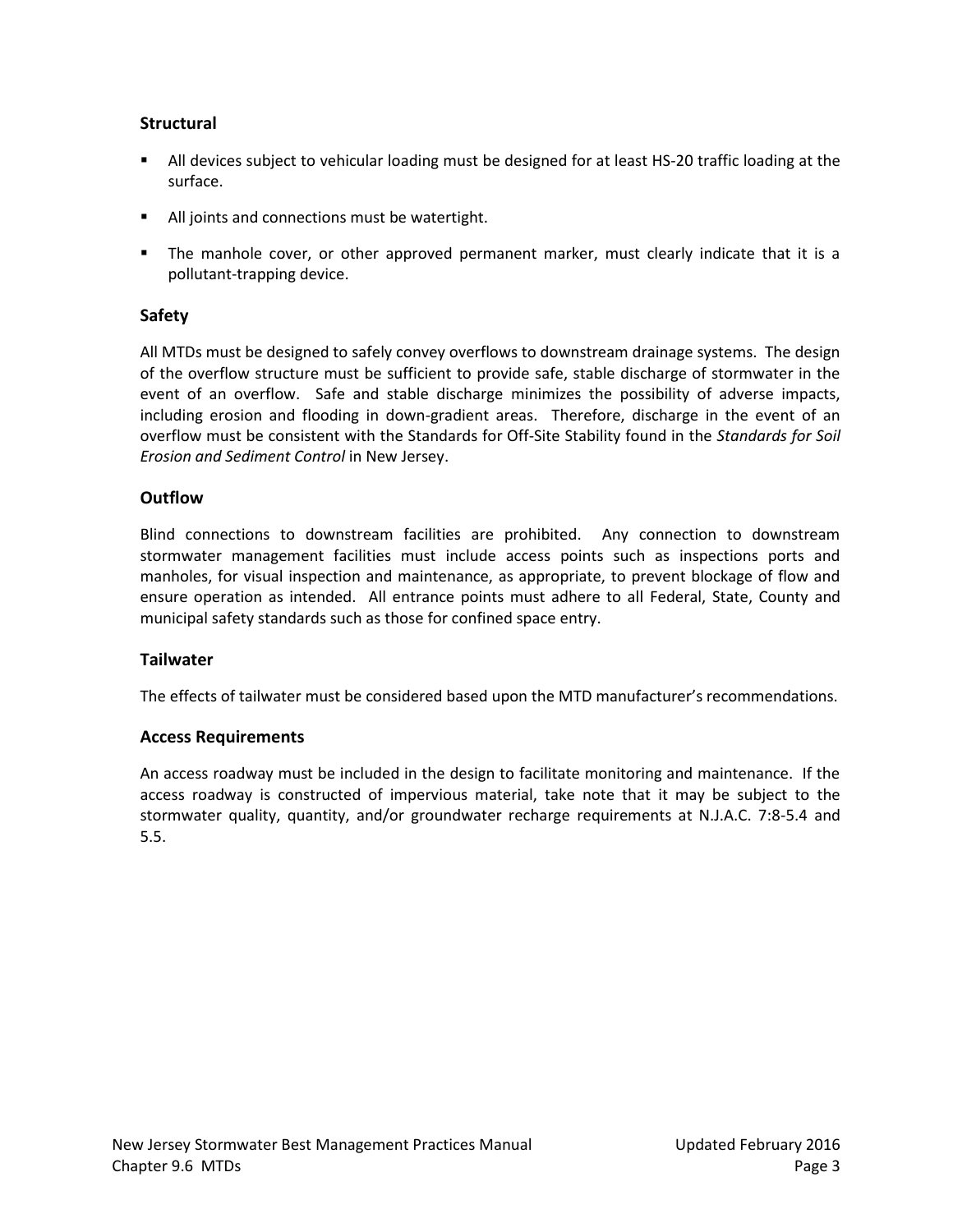### Structural

- All devices subject to vehicular loading must be designed for at least HS-20 traffic loading at the surface.
- All joints and connections must be watertight.
- The manhole cover, or other approved permanent marker, must clearly indicate that it is a pollutant-trapping device.

### Safety

All MTDs must be designed to safely convey overflows to downstream drainage systems. The design of the overflow structure must be sufficient to provide safe, stable discharge of stormwater in the event of an overflow. Safe and stable discharge minimizes the possibility of adverse impacts, including erosion and flooding in down-gradient areas. Therefore, discharge in the event of an overflow must be consistent with the Standards for Off-Site Stability found in the *Standards for Soil Erosion and Sediment Control* in New Jersey.

### Outflow

Blind connections to downstream facilities are prohibited. Any connection to downstream stormwater management facilities must include access points such as inspections ports and manholes, for visual inspection and maintenance, as appropriate, to prevent blockage of flow and ensure operation as intended. All entrance points must adhere to all Federal, State, County and municipal safety standards such as those for confined space entry.

### Tailwater

The effects of tailwater must be considered based upon the MTD manufacturer's recommendations.

### Access Requirements

An access roadway must be included in the design to facilitate monitoring and maintenance. If the access roadway is constructed of impervious material, take note that it may be subject to the stormwater quality, quantity, and/or groundwater recharge requirements at N.J.A.C. 7:8-5.4 and 5.5.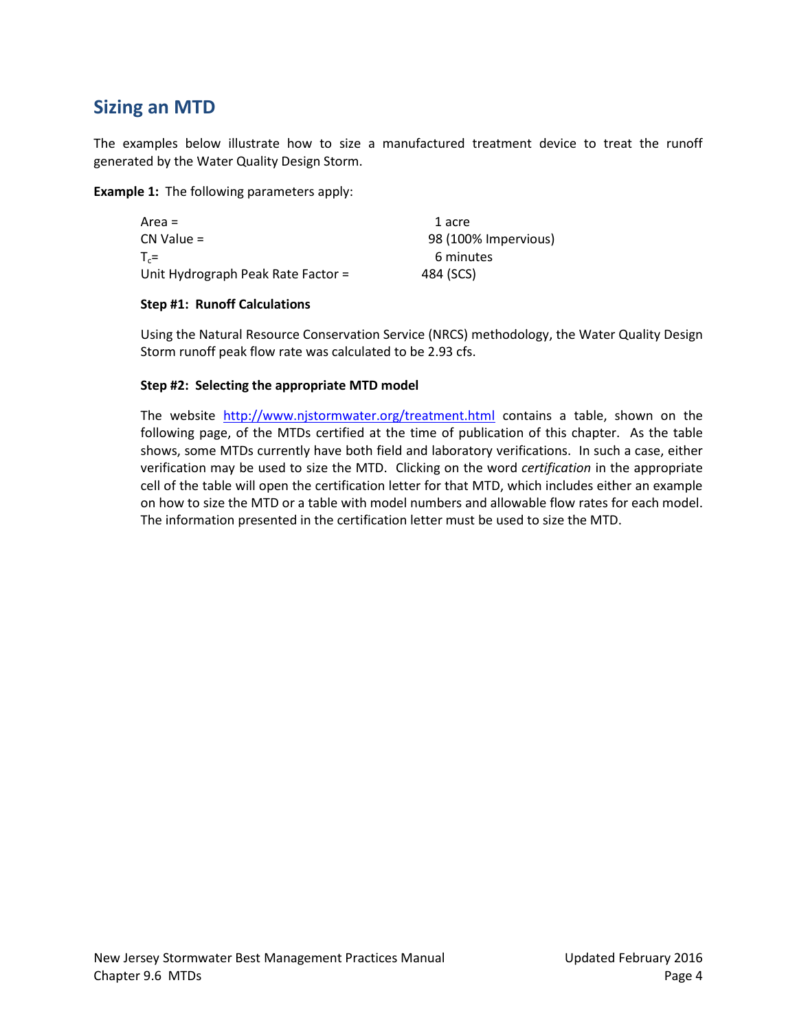## Sizing an MTD

The examples below illustrate how to size a manufactured treatment device to treat the runoff generated by the Water Quality Design Storm.

**Example 1:** The following parameters apply:

| | |
|---|---|
| Area = | 1 acre |
| CN Value = | 98 (100% Impervious) |
| $T_c$= | 6 minutes |
| Unit Hydrograph Peak Rate Factor = | 484 (SCS) |

**Step #1: Runoff Calculations**

Using the Natural Resource Conservation Service (NRCS) methodology, the Water Quality Design Storm runoff peak flow rate was calculated to be 2.93 cfs.

**Step #2: Selecting the appropriate MTD model**

The website http://www.njstormwater.org/treatment.html contains a table, shown on the following page, of the MTDs certified at the time of publication of this chapter. As the table shows, some MTDs currently have both field and laboratory verifications. In such a case, either verification may be used to size the MTD. Clicking on the word *certification* in the appropriate cell of the table will open the certification letter for that MTD, which includes either an example on how to size the MTD or a table with model numbers and allowable flow rates for each model. The information presented in the certification letter must be used to size the MTD.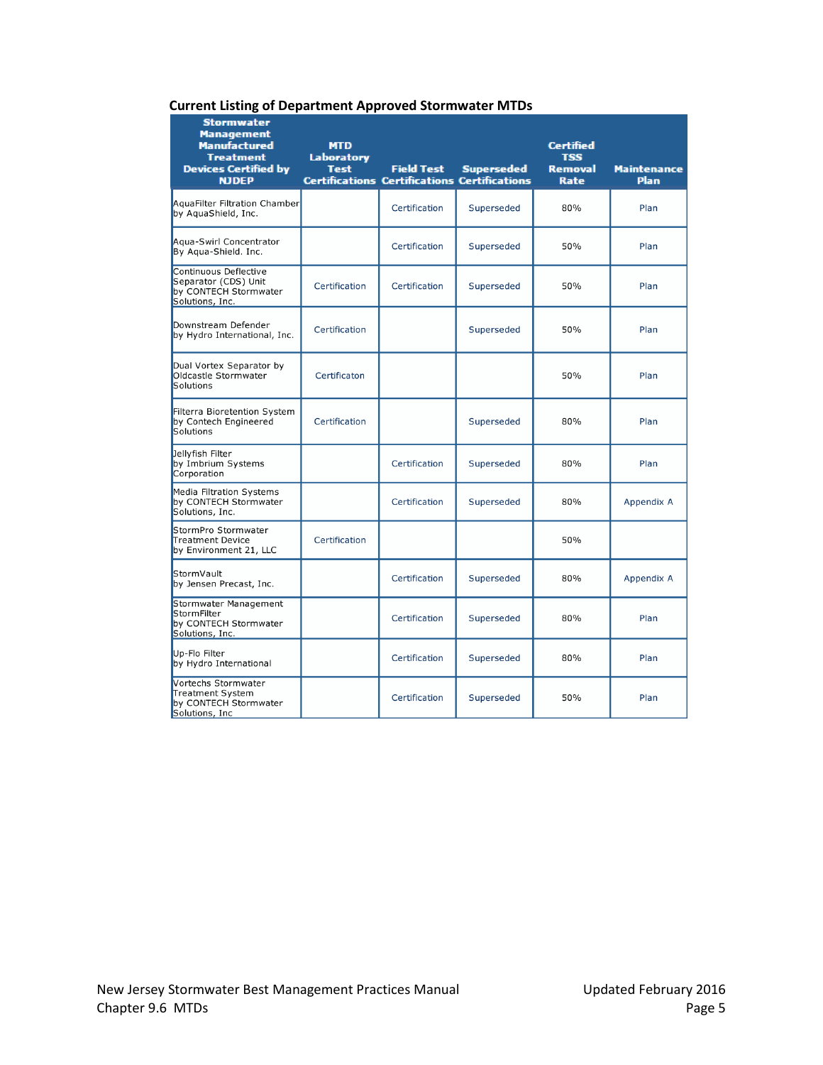**Current Listing of Department Approved Stormwater MTDs**

| Stormwater Management Manufactured Treatment Devices Certified by NJDEP | MTD Laboratory Test Certifications | Field Test Certifications | Superseded Certifications | Certified TSS Removal Rate | Maintenance Plan |
|---|---|---|---|---|---|
| AquaFilter Filtration Chamber by AquaShield, Inc. | | Certification | Superseded | 80% | Plan |
| Aqua-Swirl Concentrator By Aqua-Shield. Inc. | | Certification | Superseded | 50% | Plan |
| Continuous Deflective Separator (CDS) Unit by CONTECH Stormwater Solutions, Inc. | Certification | Certification | Superseded | 50% | Plan |
| Downstream Defender by Hydro International, Inc. | Certification | | Superseded | 50% | Plan |
| Dual Vortex Separator by Oldcastle Stormwater Solutions | Certificaton | | | 50% | Plan |
| Filterra Bioretention System by Contech Engineered Solutions | Certification | | Superseded | 80% | Plan |
| Jellyfish Filter by Imbrium Systems Corporation | | Certification | Superseded | 80% | Plan |
| Media Filtration Systems by CONTECH Stormwater Solutions, Inc. | | Certification | Superseded | 80% | Appendix A |
| StormPro Stormwater Treatment Device by Environment 21, LLC | Certification | | | 50% | |
| StormVault by Jensen Precast, Inc. | | Certification | Superseded | 80% | Appendix A |
| Stormwater Management StormFilter by CONTECH Stormwater Solutions, Inc. | | Certification | Superseded | 80% | Plan |
| Up-Flo Filter by Hydro International | | Certification | Superseded | 80% | Plan |
| Vortechs Stormwater Treatment System by CONTECH Stormwater Solutions, Inc | | Certification | Superseded | 50% | Plan |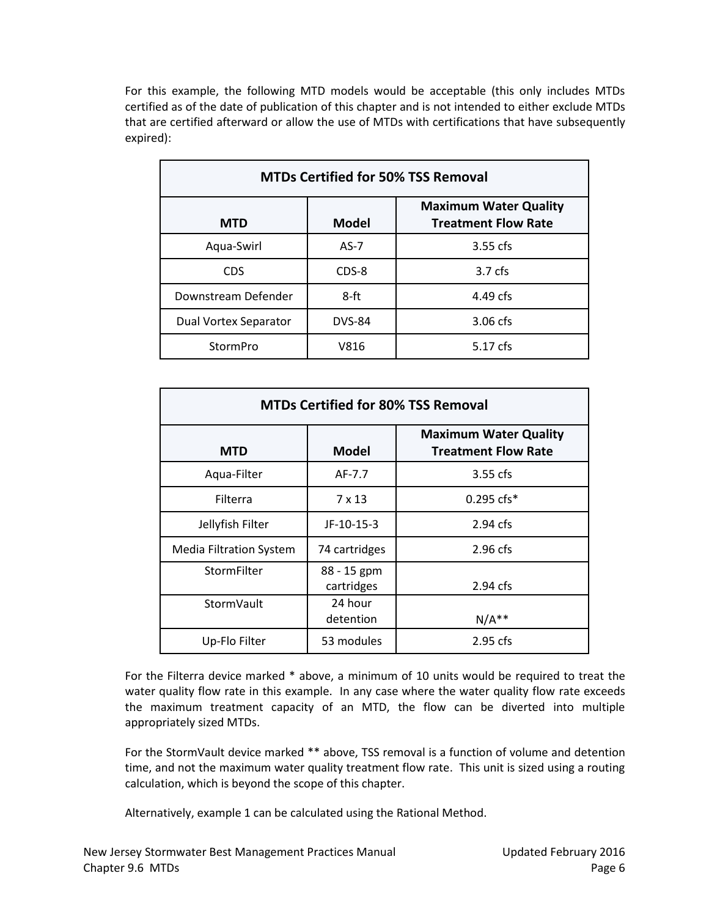For this example, the following MTD models would be acceptable (this only includes MTDs certified as of the date of publication of this chapter and is not intended to either exclude MTDs that are certified afterward or allow the use of MTDs with certifications that have subsequently expired):

| MTDs Certified for 50% TSS Removal | | |
|---|---|---|
| **MTD** | **Model** | **Maximum Water Quality Treatment Flow Rate** |
| Aqua-Swirl | AS-7 | 3.55 cfs |
| CDS | CDS-8 | 3.7 cfs |
| Downstream Defender | 8-ft | 4.49 cfs |
| Dual Vortex Separator | DVS-84 | 3.06 cfs |
| StormPro | V816 | 5.17 cfs |

| MTDs Certified for 80% TSS Removal | | |
|---|---|---|
| **MTD** | **Model** | **Maximum Water Quality Treatment Flow Rate** |
| Aqua-Filter | AF-7.7 | 3.55 cfs |
| Filterra | 7 x 13 | 0.295 cfs* |
| Jellyfish Filter | JF-10-15-3 | 2.94 cfs |
| Media Filtration System | 74 cartridges | 2.96 cfs |
| StormFilter | 88 - 15 gpm cartridges | 2.94 cfs |
| StormVault | 24 hour detention | N/A** |
| Up-Flo Filter | 53 modules | 2.95 cfs |

For the Filterra device marked * above, a minimum of 10 units would be required to treat the water quality flow rate in this example. In any case where the water quality flow rate exceeds the maximum treatment capacity of an MTD, the flow can be diverted into multiple appropriately sized MTDs.

For the StormVault device marked ** above, TSS removal is a function of volume and detention time, and not the maximum water quality treatment flow rate. This unit is sized using a routing calculation, which is beyond the scope of this chapter.

Alternatively, example 1 can be calculated using the Rational Method.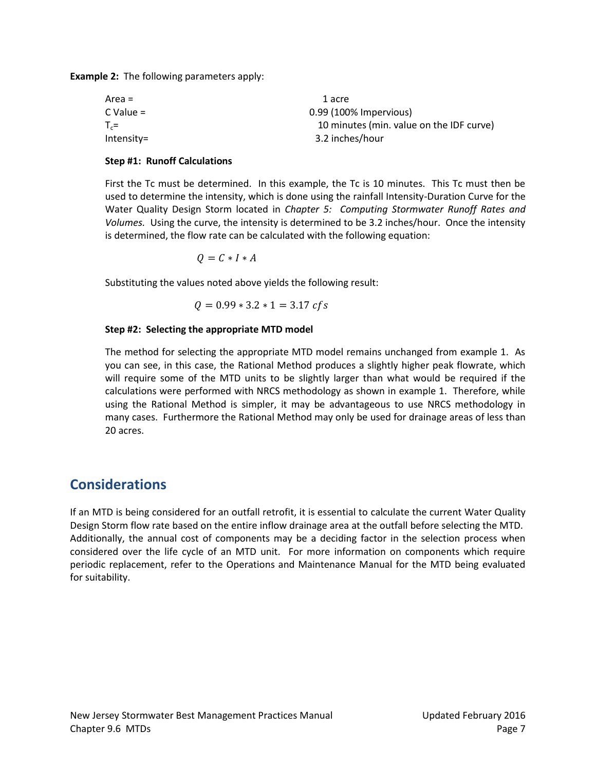**Example 2:** The following parameters apply:

| | |
|---|---|
| Area = | 1 acre |
| C Value = | 0.99 (100% Impervious) |
| $T_c$= | 10 minutes (min. value on the IDF curve) |
| Intensity= | 3.2 inches/hour |

**Step #1: Runoff Calculations**

First the Tc must be determined. In this example, the Tc is 10 minutes. This Tc must then be used to determine the intensity, which is done using the rainfall Intensity-Duration Curve for the Water Quality Design Storm located in *Chapter 5: Computing Stormwater Runoff Rates and Volumes.* Using the curve, the intensity is determined to be 3.2 inches/hour. Once the intensity is determined, the flow rate can be calculated with the following equation:

$$Q = C * I * A$$

Substituting the values noted above yields the following result:

$$Q = 0.99 * 3.2 * 1 = 3.17\ cfs$$

**Step #2: Selecting the appropriate MTD model**

The method for selecting the appropriate MTD model remains unchanged from example 1. As you can see, in this case, the Rational Method produces a slightly higher peak flowrate, which will require some of the MTD units to be slightly larger than what would be required if the calculations were performed with NRCS methodology as shown in example 1. Therefore, while using the Rational Method is simpler, it may be advantageous to use NRCS methodology in many cases. Furthermore the Rational Method may only be used for drainage areas of less than 20 acres.

## Considerations

If an MTD is being considered for an outfall retrofit, it is essential to calculate the current Water Quality Design Storm flow rate based on the entire inflow drainage area at the outfall before selecting the MTD. Additionally, the annual cost of components may be a deciding factor in the selection process when considered over the life cycle of an MTD unit. For more information on components which require periodic replacement, refer to the Operations and Maintenance Manual for the MTD being evaluated for suitability.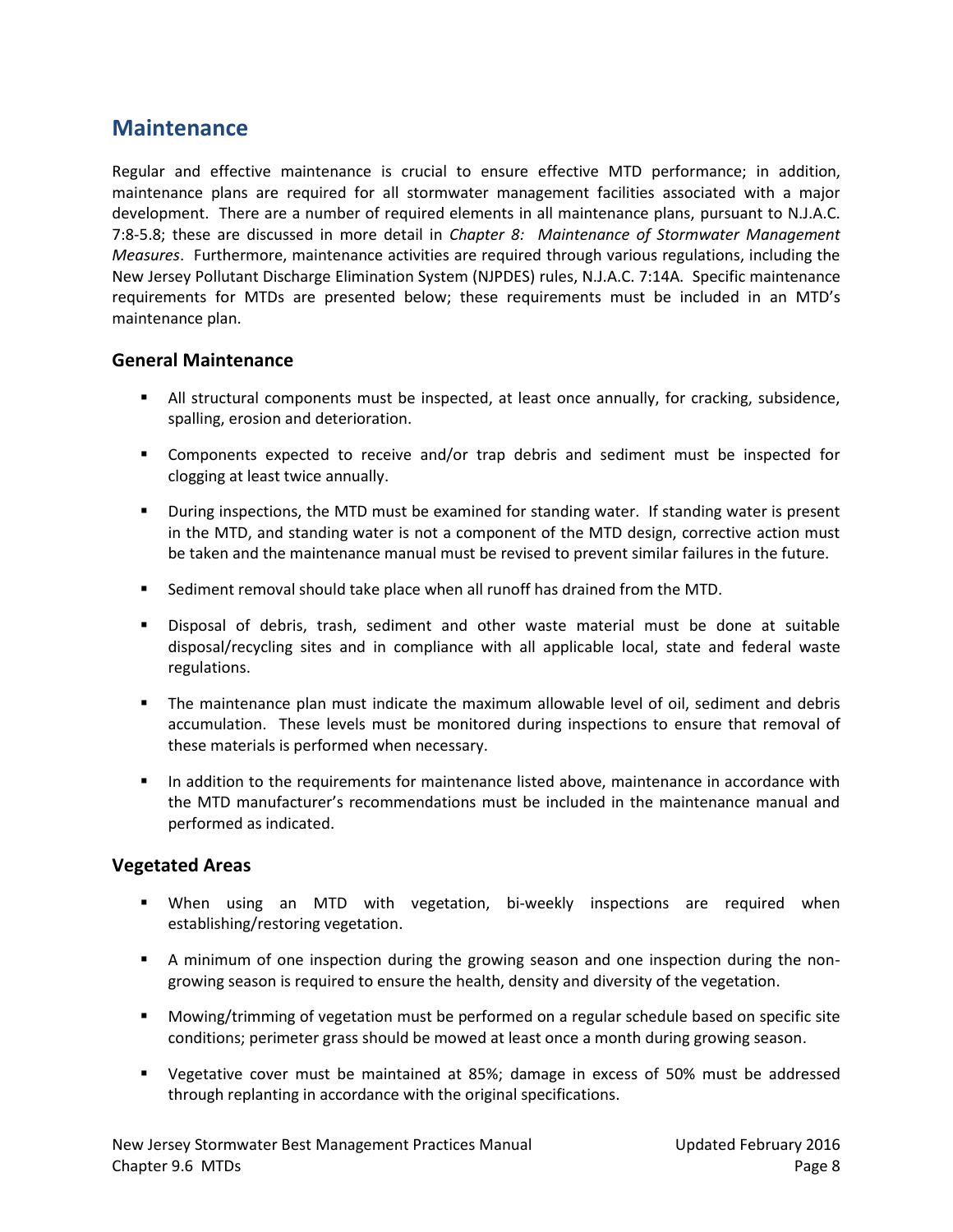## Maintenance

Regular and effective maintenance is crucial to ensure effective MTD performance; in addition, maintenance plans are required for all stormwater management facilities associated with a major development. There are a number of required elements in all maintenance plans, pursuant to N.J.A.C. 7:8-5.8; these are discussed in more detail in *Chapter 8: Maintenance of Stormwater Management Measures*. Furthermore, maintenance activities are required through various regulations, including the New Jersey Pollutant Discharge Elimination System (NJPDES) rules, N.J.A.C. 7:14A. Specific maintenance requirements for MTDs are presented below; these requirements must be included in an MTD's maintenance plan.

### General Maintenance

- All structural components must be inspected, at least once annually, for cracking, subsidence, spalling, erosion and deterioration.
- Components expected to receive and/or trap debris and sediment must be inspected for clogging at least twice annually.
- During inspections, the MTD must be examined for standing water. If standing water is present in the MTD, and standing water is not a component of the MTD design, corrective action must be taken and the maintenance manual must be revised to prevent similar failures in the future.
- Sediment removal should take place when all runoff has drained from the MTD.
- Disposal of debris, trash, sediment and other waste material must be done at suitable disposal/recycling sites and in compliance with all applicable local, state and federal waste regulations.
- The maintenance plan must indicate the maximum allowable level of oil, sediment and debris accumulation. These levels must be monitored during inspections to ensure that removal of these materials is performed when necessary.
- In addition to the requirements for maintenance listed above, maintenance in accordance with the MTD manufacturer's recommendations must be included in the maintenance manual and performed as indicated.

### Vegetated Areas

- When using an MTD with vegetation, bi-weekly inspections are required when establishing/restoring vegetation.
- A minimum of one inspection during the growing season and one inspection during the non-growing season is required to ensure the health, density and diversity of the vegetation.
- Mowing/trimming of vegetation must be performed on a regular schedule based on specific site conditions; perimeter grass should be mowed at least once a month during growing season.
- Vegetative cover must be maintained at 85%; damage in excess of 50% must be addressed through replanting in accordance with the original specifications.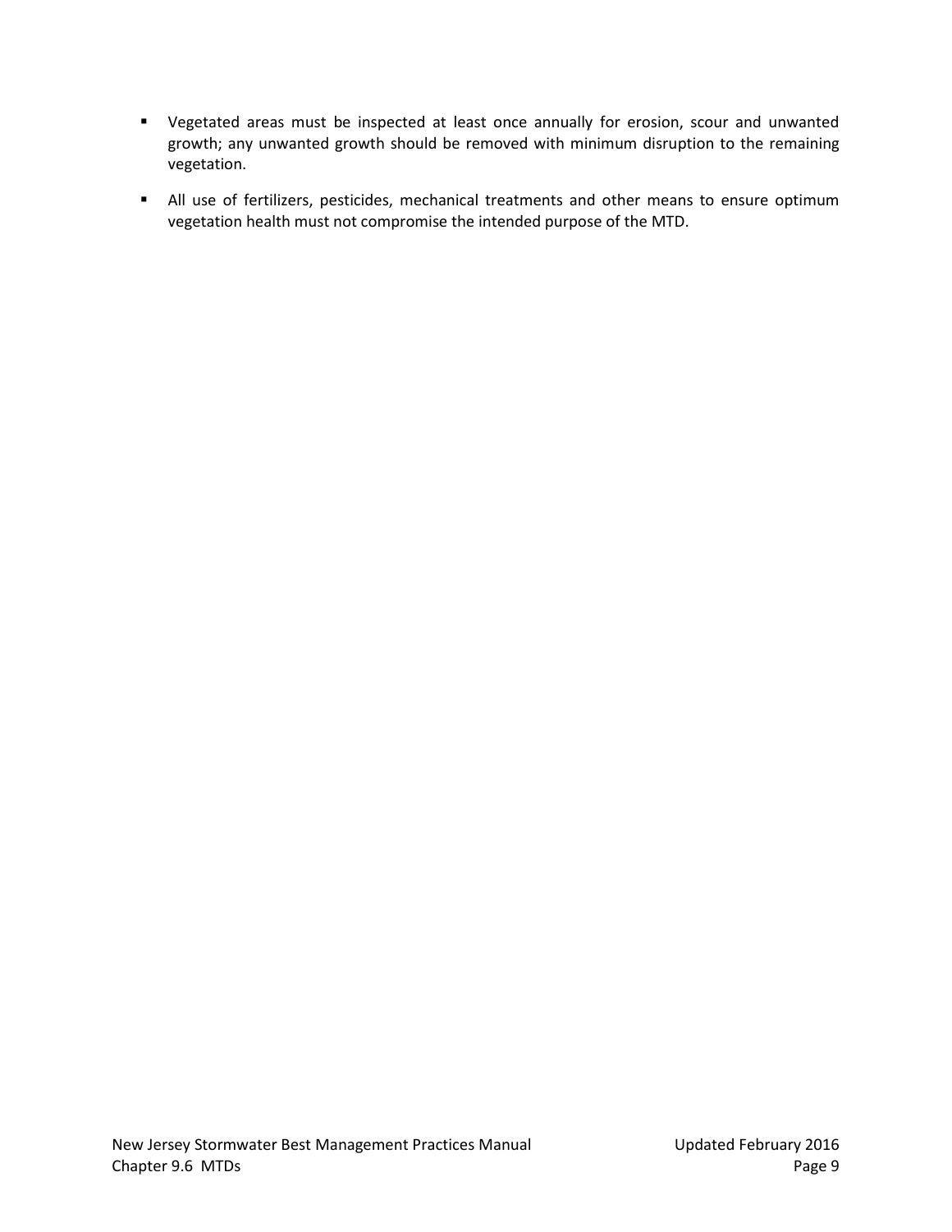- Vegetated areas must be inspected at least once annually for erosion, scour and unwanted growth; any unwanted growth should be removed with minimum disruption to the remaining vegetation.
- All use of fertilizers, pesticides, mechanical treatments and other means to ensure optimum vegetation health must not compromise the intended purpose of the MTD.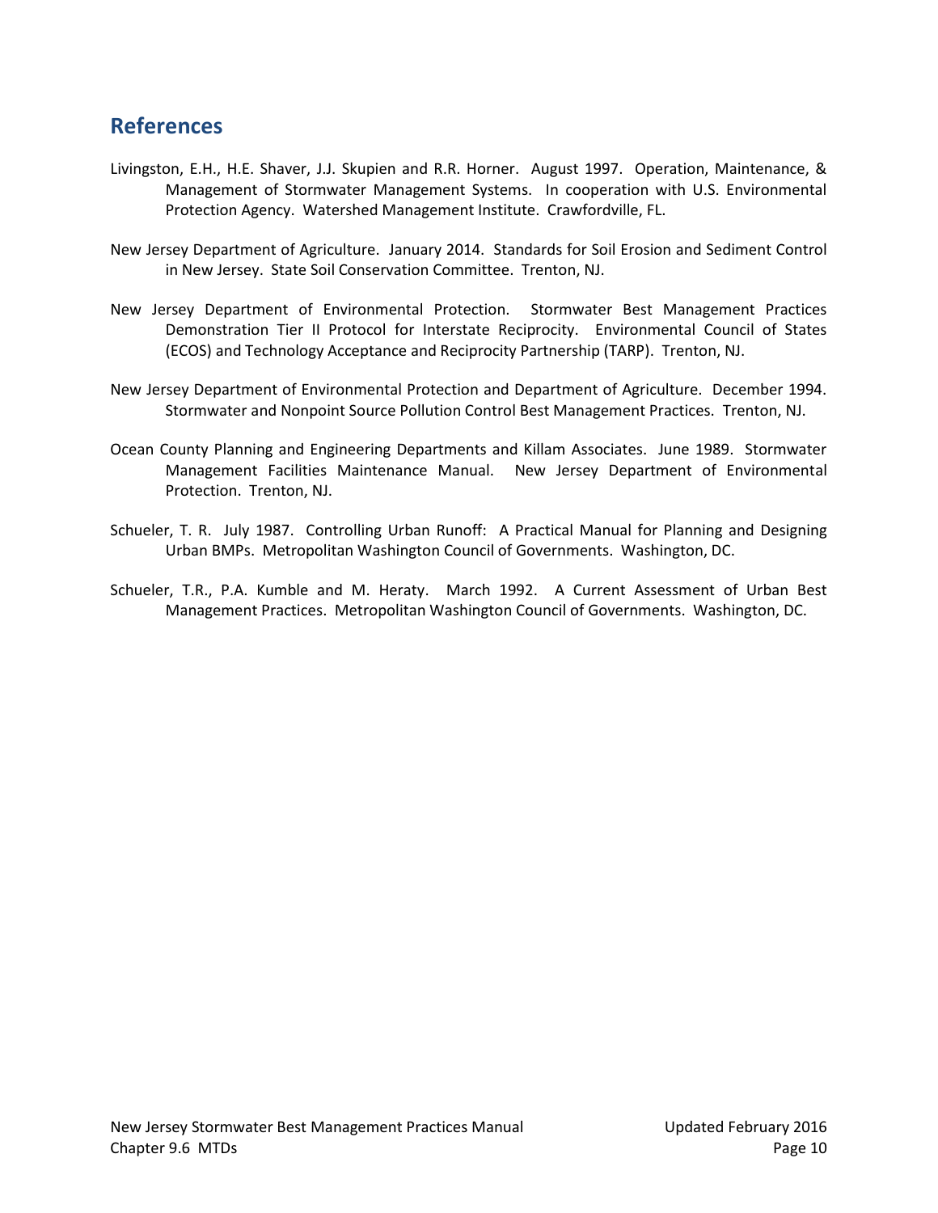## References

Livingston, E.H., H.E. Shaver, J.J. Skupien and R.R. Horner. August 1997. Operation, Maintenance, & Management of Stormwater Management Systems. In cooperation with U.S. Environmental Protection Agency. Watershed Management Institute. Crawfordville, FL.

New Jersey Department of Agriculture. January 2014. Standards for Soil Erosion and Sediment Control in New Jersey. State Soil Conservation Committee. Trenton, NJ.

New Jersey Department of Environmental Protection. Stormwater Best Management Practices Demonstration Tier II Protocol for Interstate Reciprocity. Environmental Council of States (ECOS) and Technology Acceptance and Reciprocity Partnership (TARP). Trenton, NJ.

New Jersey Department of Environmental Protection and Department of Agriculture. December 1994. Stormwater and Nonpoint Source Pollution Control Best Management Practices. Trenton, NJ.

Ocean County Planning and Engineering Departments and Killam Associates. June 1989. Stormwater Management Facilities Maintenance Manual. New Jersey Department of Environmental Protection. Trenton, NJ.

Schueler, T. R. July 1987. Controlling Urban Runoff: A Practical Manual for Planning and Designing Urban BMPs. Metropolitan Washington Council of Governments. Washington, DC.

Schueler, T.R., P.A. Kumble and M. Heraty. March 1992. A Current Assessment of Urban Best Management Practices. Metropolitan Washington Council of Governments. Washington, DC.